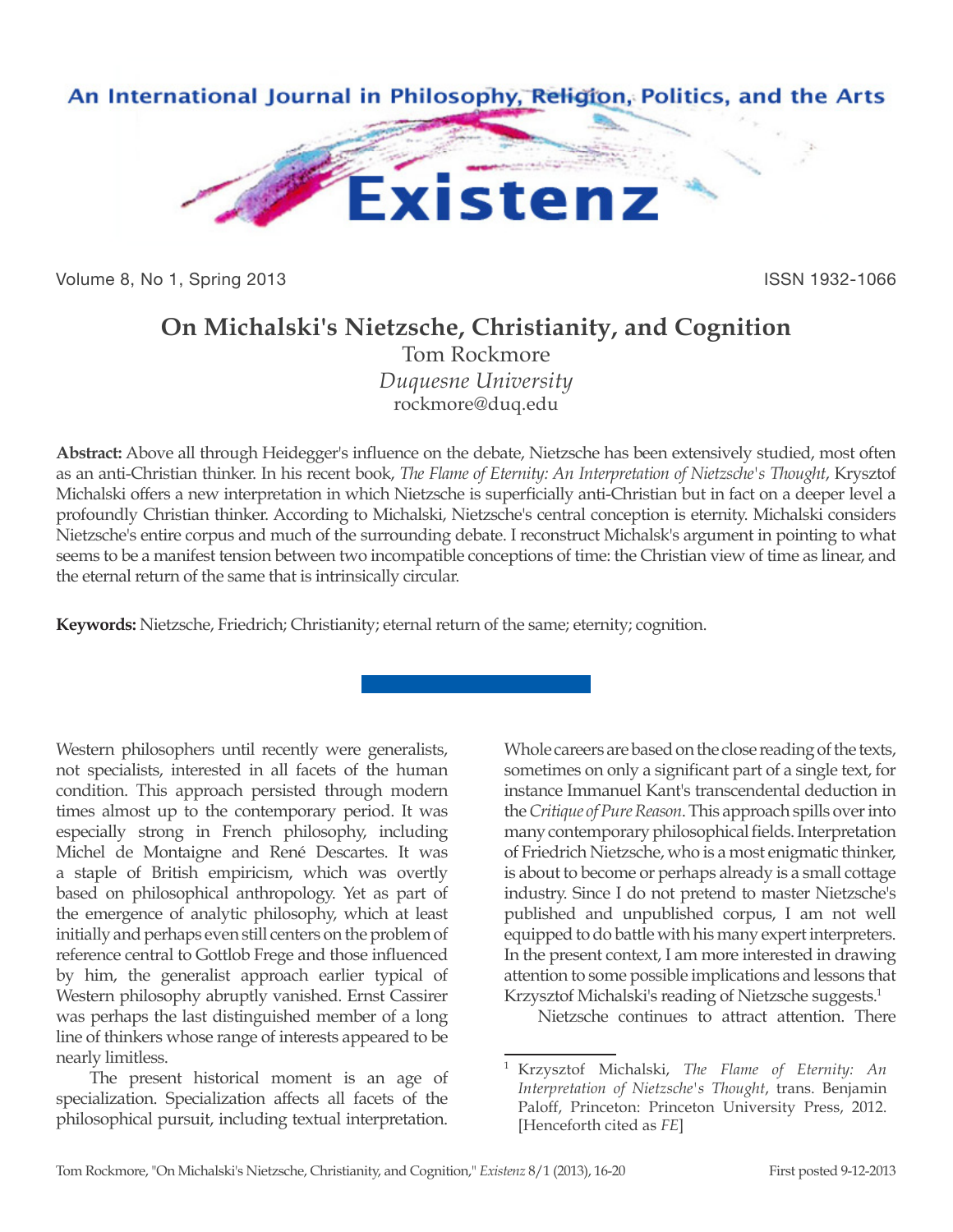An International Journal in Philosophy, Religion, Politics, and the Arts

# Existenz

Volume 8, No 1, Spring 2013 ISSN 1932-1066

## On Michalski's Nietzsche, Christianity, and Cognition

Tom Rockmore
*Duquesne University*
rockmore@duq.edu

**Abstract:** Above all through Heidegger's influence on the debate, Nietzsche has been extensively studied, most often as an anti-Christian thinker. In his recent book, *The Flame of Eternity: An Interpretation of Nietzsche's Thought*, Krysztof Michalski offers a new interpretation in which Nietzsche is superficially anti-Christian but in fact on a deeper level a profoundly Christian thinker. According to Michalski, Nietzsche's central conception is eternity. Michalski considers Nietzsche's entire corpus and much of the surrounding debate. I reconstruct Michalsk's argument in pointing to what seems to be a manifest tension between two incompatible conceptions of time: the Christian view of time as linear, and the eternal return of the same that is intrinsically circular.

**Keywords:** Nietzsche, Friedrich; Christianity; eternal return of the same; eternity; cognition.

---

Western philosophers until recently were generalists, not specialists, interested in all facets of the human condition. This approach persisted through modern times almost up to the contemporary period. It was especially strong in French philosophy, including Michel de Montaigne and René Descartes. It was a staple of British empiricism, which was overtly based on philosophical anthropology. Yet as part of the emergence of analytic philosophy, which at least initially and perhaps even still centers on the problem of reference central to Gottlob Frege and those influenced by him, the generalist approach earlier typical of Western philosophy abruptly vanished. Ernst Cassirer was perhaps the last distinguished member of a long line of thinkers whose range of interests appeared to be nearly limitless.

The present historical moment is an age of specialization. Specialization affects all facets of the philosophical pursuit, including textual interpretation. Whole careers are based on the close reading of the texts, sometimes on only a significant part of a single text, for instance Immanuel Kant's transcendental deduction in the *Critique of Pure Reason*. This approach spills over into many contemporary philosophical fields. Interpretation of Friedrich Nietzsche, who is a most enigmatic thinker, is about to become or perhaps already is a small cottage industry. Since I do not pretend to master Nietzsche's published and unpublished corpus, I am not well equipped to do battle with his many expert interpreters. In the present context, I am more interested in drawing attention to some possible implications and lessons that Krzysztof Michalski's reading of Nietzsche suggests.[1]

Nietzsche continues to attract attention. There

[1] Krzysztof Michalski, *The Flame of Eternity: An Interpretation of Nietzsche's Thought*, trans. Benjamin Paloff, Princeton: Princeton University Press, 2012. [Henceforth cited as *FE*]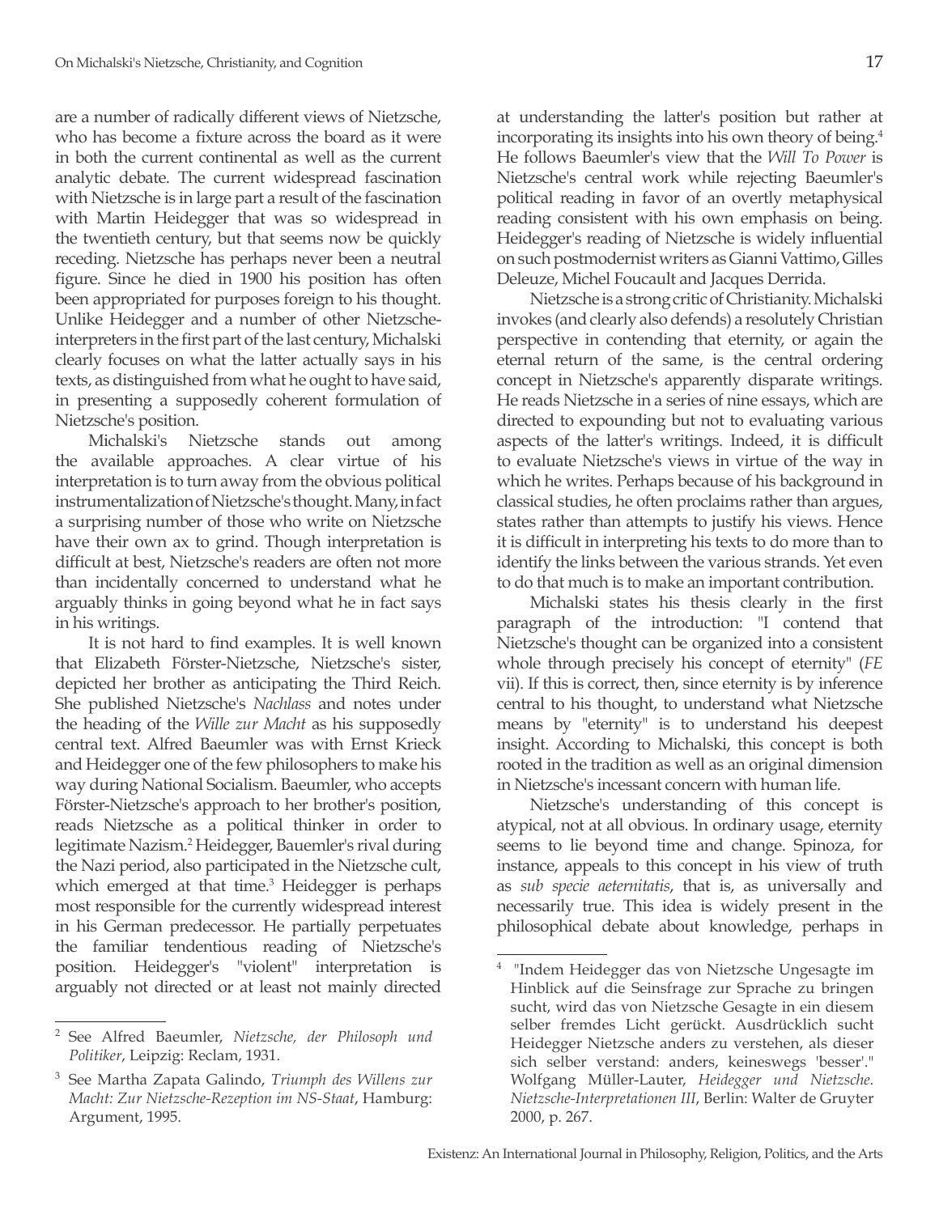are a number of radically different views of Nietzsche, who has become a fixture across the board as it were in both the current continental as well as the current analytic debate. The current widespread fascination with Nietzsche is in large part a result of the fascination with Martin Heidegger that was so widespread in the twentieth century, but that seems now be quickly receding. Nietzsche has perhaps never been a neutral figure. Since he died in 1900 his position has often been appropriated for purposes foreign to his thought. Unlike Heidegger and a number of other Nietzsche-interpreters in the first part of the last century, Michalski clearly focuses on what the latter actually says in his texts, as distinguished from what he ought to have said, in presenting a supposedly coherent formulation of Nietzsche's position.

Michalski's Nietzsche stands out among the available approaches. A clear virtue of his interpretation is to turn away from the obvious political instrumentalization of Nietzsche's thought. Many, in fact a surprising number of those who write on Nietzsche have their own ax to grind. Though interpretation is difficult at best, Nietzsche's readers are often not more than incidentally concerned to understand what he arguably thinks in going beyond what he in fact says in his writings.

It is not hard to find examples. It is well known that Elizabeth Förster-Nietzsche, Nietzsche's sister, depicted her brother as anticipating the Third Reich. She published Nietzsche's *Nachlass* and notes under the heading of the *Wille zur Macht* as his supposedly central text. Alfred Baeumler was with Ernst Krieck and Heidegger one of the few philosophers to make his way during National Socialism. Baeumler, who accepts Förster-Nietzsche's approach to her brother's position, reads Nietzsche as a political thinker in order to legitimate Nazism.[2] Heidegger, Bauemler's rival during the Nazi period, also participated in the Nietzsche cult, which emerged at that time.[3] Heidegger is perhaps most responsible for the currently widespread interest in his German predecessor. He partially perpetuates the familiar tendentious reading of Nietzsche's position. Heidegger's "violent" interpretation is arguably not directed or at least not mainly directed at understanding the latter's position but rather at incorporating its insights into his own theory of being.[4] He follows Baeumler's view that the *Will To Power* is Nietzsche's central work while rejecting Baeumler's political reading in favor of an overtly metaphysical reading consistent with his own emphasis on being. Heidegger's reading of Nietzsche is widely influential on such postmodernist writers as Gianni Vattimo, Gilles Deleuze, Michel Foucault and Jacques Derrida.

Nietzsche is a strong critic of Christianity. Michalski invokes (and clearly also defends) a resolutely Christian perspective in contending that eternity, or again the eternal return of the same, is the central ordering concept in Nietzsche's apparently disparate writings. He reads Nietzsche in a series of nine essays, which are directed to expounding but not to evaluating various aspects of the latter's writings. Indeed, it is difficult to evaluate Nietzsche's views in virtue of the way in which he writes. Perhaps because of his background in classical studies, he often proclaims rather than argues, states rather than attempts to justify his views. Hence it is difficult in interpreting his texts to do more than to identify the links between the various strands. Yet even to do that much is to make an important contribution.

Michalski states his thesis clearly in the first paragraph of the introduction: "I contend that Nietzsche's thought can be organized into a consistent whole through precisely his concept of eternity" (*FE* vii). If this is correct, then, since eternity is by inference central to his thought, to understand what Nietzsche means by "eternity" is to understand his deepest insight. According to Michalski, this concept is both rooted in the tradition as well as an original dimension in Nietzsche's incessant concern with human life.

Nietzsche's understanding of this concept is atypical, not at all obvious. In ordinary usage, eternity seems to lie beyond time and change. Spinoza, for instance, appeals to this concept in his view of truth as *sub specie aeternitatis*, that is, as universally and necessarily true. This idea is widely present in the philosophical debate about knowledge, perhaps in

---

[2] See Alfred Baeumler, *Nietzsche, der Philosoph und Politiker*, Leipzig: Reclam, 1931.

[3] See Martha Zapata Galindo, *Triumph des Willens zur Macht: Zur Nietzsche-Rezeption im NS-Staat*, Hamburg: Argument, 1995.

[4] "Indem Heidegger das von Nietzsche Ungesagte im Hinblick auf die Seinsfrage zur Sprache zu bringen sucht, wird das von Nietzsche Gesagte in ein diesem selber fremdes Licht gerückt. Ausdrücklich sucht Heidegger Nietzsche anders zu verstehen, als dieser sich selber verstand: anders, keineswegs 'besser'." Wolfgang Müller-Lauter, *Heidegger und Nietzsche. Nietzsche-Interpretationen III*, Berlin: Walter de Gruyter 2000, p. 267.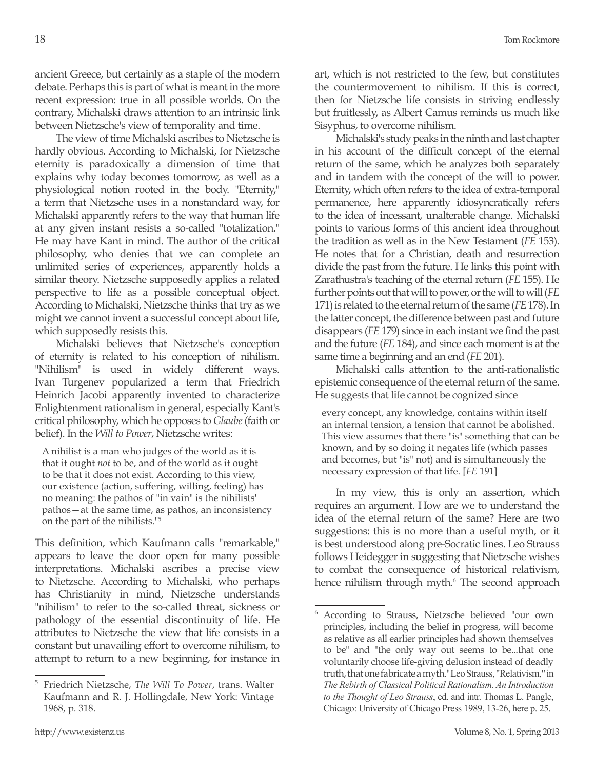ancient Greece, but certainly as a staple of the modern debate. Perhaps this is part of what is meant in the more recent expression: true in all possible worlds. On the contrary, Michalski draws attention to an intrinsic link between Nietzsche's view of temporality and time.

The view of time Michalski ascribes to Nietzsche is hardly obvious. According to Michalski, for Nietzsche eternity is paradoxically a dimension of time that explains why today becomes tomorrow, as well as a physiological notion rooted in the body. "Eternity," a term that Nietzsche uses in a nonstandard way, for Michalski apparently refers to the way that human life at any given instant resists a so-called "totalization." He may have Kant in mind. The author of the critical philosophy, who denies that we can complete an unlimited series of experiences, apparently holds a similar theory. Nietzsche supposedly applies a related perspective to life as a possible conceptual object. According to Michalski, Nietzsche thinks that try as we might we cannot invent a successful concept about life, which supposedly resists this.

Michalski believes that Nietzsche's conception of eternity is related to his conception of nihilism. "Nihilism" is used in widely different ways. Ivan Turgenev popularized a term that Friedrich Heinrich Jacobi apparently invented to characterize Enlightenment rationalism in general, especially Kant's critical philosophy, which he opposes to *Glaube* (faith or belief). In the *Will to Power*, Nietzsche writes:

> A nihilist is a man who judges of the world as it is that it ought *not* to be, and of the world as it ought to be that it does not exist. According to this view, our existence (action, suffering, willing, feeling) has no meaning: the pathos of "in vain" is the nihilists' pathos—at the same time, as pathos, an inconsistency on the part of the nihilists."[5]

This definition, which Kaufmann calls "remarkable," appears to leave the door open for many possible interpretations. Michalski ascribes a precise view to Nietzsche. According to Michalski, who perhaps has Christianity in mind, Nietzsche understands "nihilism" to refer to the so-called threat, sickness or pathology of the essential discontinuity of life. He attributes to Nietzsche the view that life consists in a constant but unavailing effort to overcome nihilism, to attempt to return to a new beginning, for instance in art, which is not restricted to the few, but constitutes the countermovement to nihilism. If this is correct, then for Nietzsche life consists in striving endlessly but fruitlessly, as Albert Camus reminds us much like Sisyphus, to overcome nihilism.

Michalski's study peaks in the ninth and last chapter in his account of the difficult concept of the eternal return of the same, which he analyzes both separately and in tandem with the concept of the will to power. Eternity, which often refers to the idea of extra-temporal permanence, here apparently idiosyncratically refers to the idea of incessant, unalterable change. Michalski points to various forms of this ancient idea throughout the tradition as well as in the New Testament (*FE* 153). He notes that for a Christian, death and resurrection divide the past from the future. He links this point with Zarathustra's teaching of the eternal return (*FE* 155). He further points out that will to power, or the will to will (*FE* 171) is related to the eternal return of the same (*FE* 178). In the latter concept, the difference between past and future disappears (*FE* 179) since in each instant we find the past and the future (*FE* 184), and since each moment is at the same time a beginning and an end (*FE* 201).

Michalski calls attention to the anti-rationalistic epistemic consequence of the eternal return of the same. He suggests that life cannot be cognized since

> every concept, any knowledge, contains within itself an internal tension, a tension that cannot be abolished. This view assumes that there "is" something that can be known, and by so doing it negates life (which passes and becomes, but "is" not) and is simultaneously the necessary expression of that life. [*FE* 191]

In my view, this is only an assertion, which requires an argument. How are we to understand the idea of the eternal return of the same? Here are two suggestions: this is no more than a useful myth, or it is best understood along pre-Socratic lines. Leo Strauss follows Heidegger in suggesting that Nietzsche wishes to combat the consequence of historical relativism, hence nihilism through myth.[6] The second approach

---

[5] Friedrich Nietzsche, *The Will To Power*, trans. Walter Kaufmann and R. J. Hollingdale, New York: Vintage 1968, p. 318.

[6] According to Strauss, Nietzsche believed "our own principles, including the belief in progress, will become as relative as all earlier principles had shown themselves to be" and "the only way out seems to be...that one voluntarily choose life-giving delusion instead of deadly truth, that one fabricate a myth." Leo Strauss, "Relativism," in *The Rebirth of Classical Political Rationalism. An Introduction to the Thought of Leo Strauss*, ed. and intr. Thomas L. Pangle, Chicago: University of Chicago Press 1989, 13-26, here p. 25.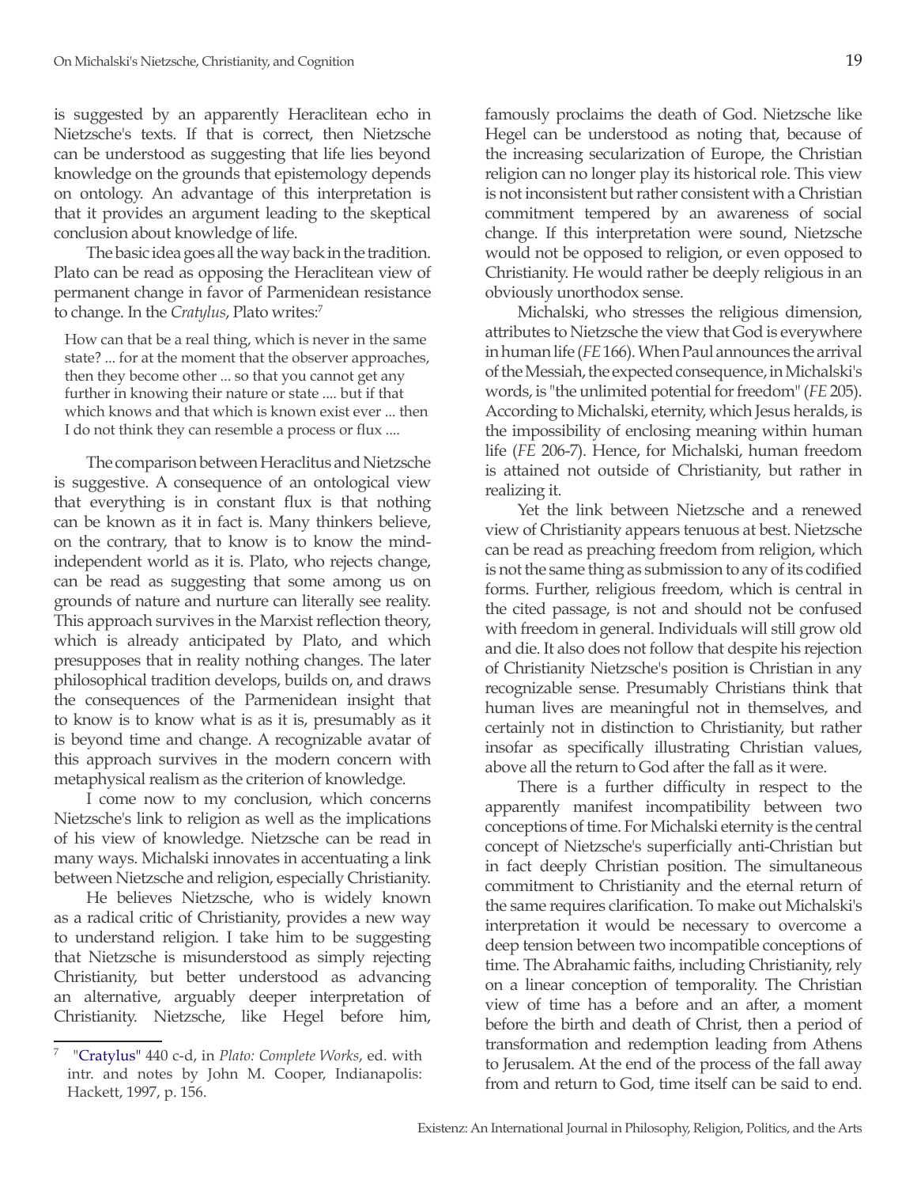is suggested by an apparently Heraclitean echo in Nietzsche's texts. If that is correct, then Nietzsche can be understood as suggesting that life lies beyond knowledge on the grounds that epistemology depends on ontology. An advantage of this interpretation is that it provides an argument leading to the skeptical conclusion about knowledge of life.

The basic idea goes all the way back in the tradition. Plato can be read as opposing the Heraclitean view of permanent change in favor of Parmenidean resistance to change. In the *Cratylus*, Plato writes:[7]

> How can that be a real thing, which is never in the same state? ... for at the moment that the observer approaches, then they become other ... so that you cannot get any further in knowing their nature or state .... but if that which knows and that which is known exist ever ... then I do not think they can resemble a process or flux ....

The comparison between Heraclitus and Nietzsche is suggestive. A consequence of an ontological view that everything is in constant flux is that nothing can be known as it in fact is. Many thinkers believe, on the contrary, that to know is to know the mind-independent world as it is. Plato, who rejects change, can be read as suggesting that some among us on grounds of nature and nurture can literally see reality. This approach survives in the Marxist reflection theory, which is already anticipated by Plato, and which presupposes that in reality nothing changes. The later philosophical tradition develops, builds on, and draws the consequences of the Parmenidean insight that to know is to know what is as it is, presumably as it is beyond time and change. A recognizable avatar of this approach survives in the modern concern with metaphysical realism as the criterion of knowledge.

I come now to my conclusion, which concerns Nietzsche's link to religion as well as the implications of his view of knowledge. Nietzsche can be read in many ways. Michalski innovates in accentuating a link between Nietzsche and religion, especially Christianity.

He believes Nietzsche, who is widely known as a radical critic of Christianity, provides a new way to understand religion. I take him to be suggesting that Nietzsche is misunderstood as simply rejecting Christianity, but better understood as advancing an alternative, arguably deeper interpretation of Christianity. Nietzsche, like Hegel before him, famously proclaims the death of God. Nietzsche like Hegel can be understood as noting that, because of the increasing secularization of Europe, the Christian religion can no longer play its historical role. This view is not inconsistent but rather consistent with a Christian commitment tempered by an awareness of social change. If this interpretation were sound, Nietzsche would not be opposed to religion, or even opposed to Christianity. He would rather be deeply religious in an obviously unorthodox sense.

Michalski, who stresses the religious dimension, attributes to Nietzsche the view that God is everywhere in human life (*FE* 166). When Paul announces the arrival of the Messiah, the expected consequence, in Michalski's words, is "the unlimited potential for freedom" (*FE* 205). According to Michalski, eternity, which Jesus heralds, is the impossibility of enclosing meaning within human life (*FE* 206-7). Hence, for Michalski, human freedom is attained not outside of Christianity, but rather in realizing it.

Yet the link between Nietzsche and a renewed view of Christianity appears tenuous at best. Nietzsche can be read as preaching freedom from religion, which is not the same thing as submission to any of its codified forms. Further, religious freedom, which is central in the cited passage, is not and should not be confused with freedom in general. Individuals will still grow old and die. It also does not follow that despite his rejection of Christianity Nietzsche's position is Christian in any recognizable sense. Presumably Christians think that human lives are meaningful not in themselves, and certainly not in distinction to Christianity, but rather insofar as specifically illustrating Christian values, above all the return to God after the fall as it were.

There is a further difficulty in respect to the apparently manifest incompatibility between two conceptions of time. For Michalski eternity is the central concept of Nietzsche's superficially anti-Christian but in fact deeply Christian position. The simultaneous commitment to Christianity and the eternal return of the same requires clarification. To make out Michalski's interpretation it would be necessary to overcome a deep tension between two incompatible conceptions of time. The Abrahamic faiths, including Christianity, rely on a linear conception of temporality. The Christian view of time has a before and an after, a moment before the birth and death of Christ, then a period of transformation and redemption leading from Athens to Jerusalem. At the end of the process of the fall away from and return to God, time itself can be said to end.

---

[7] "Cratylus" 440 c-d, in *Plato: Complete Works*, ed. with intr. and notes by John M. Cooper, Indianapolis: Hackett, 1997, p. 156.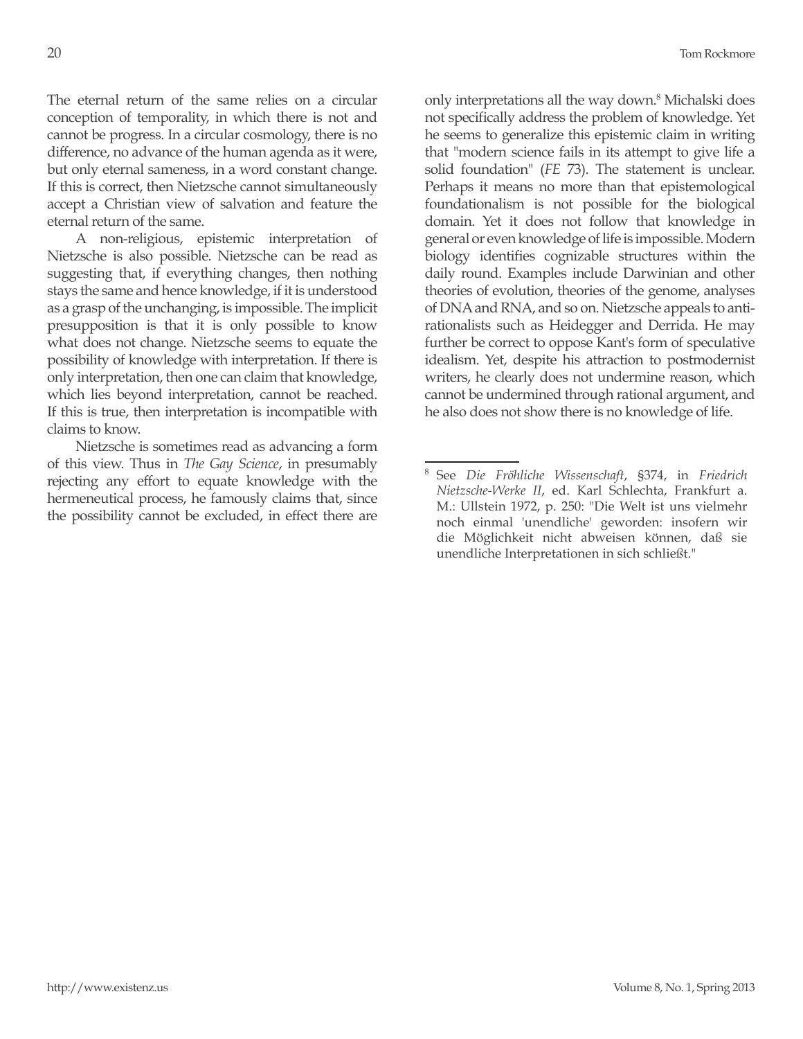The eternal return of the same relies on a circular conception of temporality, in which there is not and cannot be progress. In a circular cosmology, there is no difference, no advance of the human agenda as it were, but only eternal sameness, in a word constant change. If this is correct, then Nietzsche cannot simultaneously accept a Christian view of salvation and feature the eternal return of the same.

A non-religious, epistemic interpretation of Nietzsche is also possible. Nietzsche can be read as suggesting that, if everything changes, then nothing stays the same and hence knowledge, if it is understood as a grasp of the unchanging, is impossible. The implicit presupposition is that it is only possible to know what does not change. Nietzsche seems to equate the possibility of knowledge with interpretation. If there is only interpretation, then one can claim that knowledge, which lies beyond interpretation, cannot be reached. If this is true, then interpretation is incompatible with claims to know.

Nietzsche is sometimes read as advancing a form of this view. Thus in *The Gay Science*, in presumably rejecting any effort to equate knowledge with the hermeneutical process, he famously claims that, since the possibility cannot be excluded, in effect there are only interpretations all the way down.[8] Michalski does not specifically address the problem of knowledge. Yet he seems to generalize this epistemic claim in writing that "modern science fails in its attempt to give life a solid foundation" (*FE* 73). The statement is unclear. Perhaps it means no more than that epistemological foundationalism is not possible for the biological domain. Yet it does not follow that knowledge in general or even knowledge of life is impossible. Modern biology identifies cognizable structures within the daily round. Examples include Darwinian and other theories of evolution, theories of the genome, analyses of DNA and RNA, and so on. Nietzsche appeals to anti-rationalists such as Heidegger and Derrida. He may further be correct to oppose Kant's form of speculative idealism. Yet, despite his attraction to postmodernist writers, he clearly does not undermine reason, which cannot be undermined through rational argument, and he also does not show there is no knowledge of life.

---

[8] See *Die Fröhliche Wissenschaft*, §374, in *Friedrich Nietzsche-Werke II*, ed. Karl Schlechta, Frankfurt a. M.: Ullstein 1972, p. 250: "Die Welt ist uns vielmehr noch einmal 'unendliche' geworden: insofern wir die Möglichkeit nicht abweisen können, daß sie unendliche Interpretationen in sich schließt."